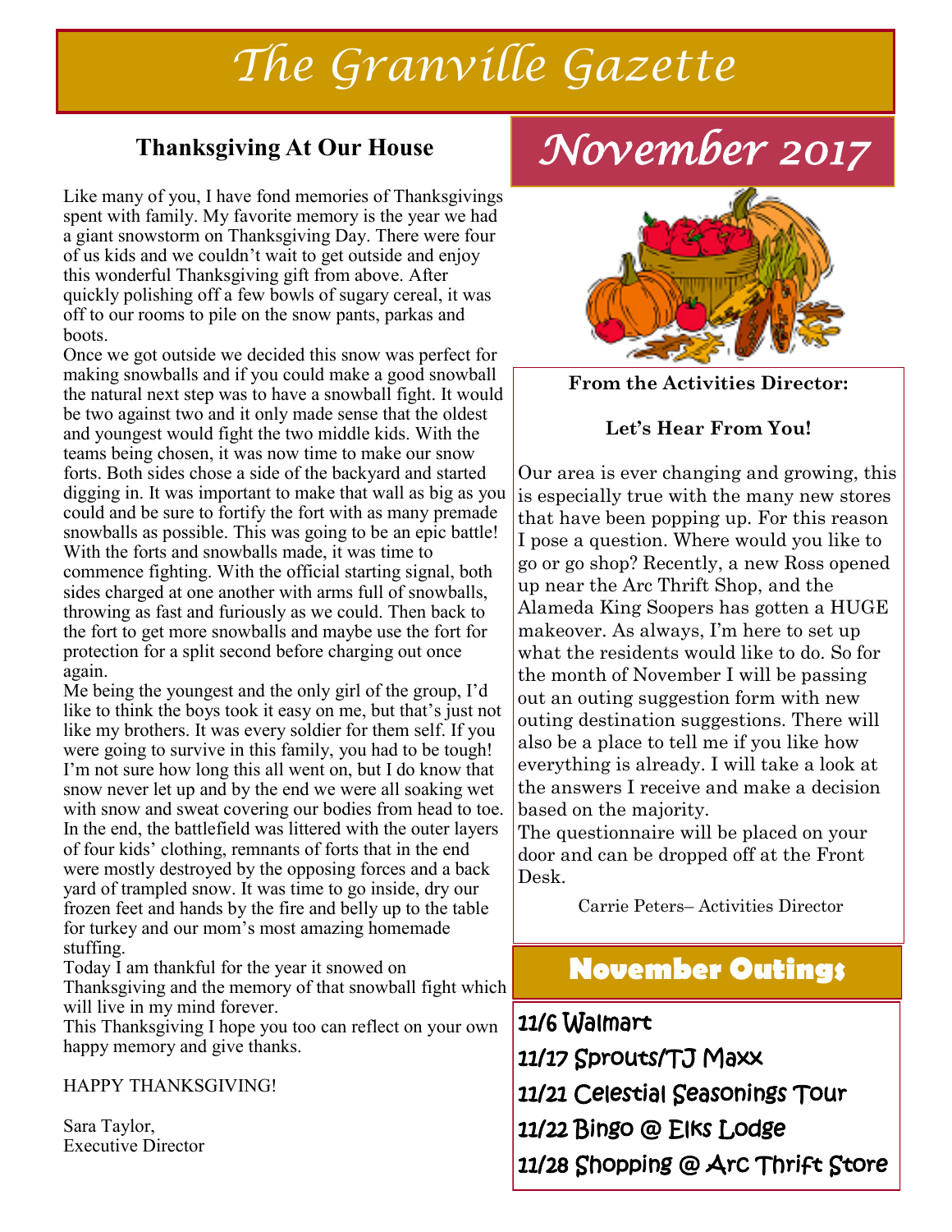# The Granville Gazette

## November 2017

### Thanksgiving At Our House

Like many of you, I have fond memories of Thanksgivings spent with family. My favorite memory is the year we had a giant snowstorm on Thanksgiving Day. There were four of us kids and we couldn't wait to get outside and enjoy this wonderful Thanksgiving gift from above. After quickly polishing off a few bowls of sugary cereal, it was off to our rooms to pile on the snow pants, parkas and boots.

Once we got outside we decided this snow was perfect for making snowballs and if you could make a good snowball the natural next step was to have a snowball fight. It would be two against two and it only made sense that the oldest and youngest would fight the two middle kids. With the teams being chosen, it was now time to make our snow forts. Both sides chose a side of the backyard and started digging in. It was important to make that wall as big as you could and be sure to fortify the fort with as many premade snowballs as possible. This was going to be an epic battle! With the forts and snowballs made, it was time to commence fighting. With the official starting signal, both sides charged at one another with arms full of snowballs, throwing as fast and furiously as we could. Then back to the fort to get more snowballs and maybe use the fort for protection for a split second before charging out once again.

Me being the youngest and the only girl of the group, I'd like to think the boys took it easy on me, but that's just not like my brothers. It was every soldier for them self. If you were going to survive in this family, you had to be tough! I'm not sure how long this all went on, but I do know that snow never let up and by the end we were all soaking wet with snow and sweat covering our bodies from head to toe. In the end, the battlefield was littered with the outer layers of four kids' clothing, remnants of forts that in the end were mostly destroyed by the opposing forces and a back yard of trampled snow. It was time to go inside, dry our frozen feet and hands by the fire and belly up to the table for turkey and our mom's most amazing homemade stuffing.

Today I am thankful for the year it snowed on Thanksgiving and the memory of that snowball fight which will live in my mind forever.

This Thanksgiving I hope you too can reflect on your own happy memory and give thanks.

HAPPY THANKSGIVING!

Sara Taylor,
Executive Director

### From the Activities Director:

**Let's Hear From You!**

Our area is ever changing and growing, this is especially true with the many new stores that have been popping up. For this reason I pose a question. Where would you like to go or go shop? Recently, a new Ross opened up near the Arc Thrift Shop, and the Alameda King Soopers has gotten a HUGE makeover. As always, I'm here to set up what the residents would like to do. So for the month of November I will be passing out an outing suggestion form with new outing destination suggestions. There will also be a place to tell me if you like how everything is already. I will take a look at the answers I receive and make a decision based on the majority.

The questionnaire will be placed on your door and can be dropped off at the Front Desk.

Carrie Peters– Activities Director

### November Outings

- 11/6 Walmart
- 11/17 Sprouts/TJ Maxx
- 11/21 Celestial Seasonings Tour
- 11/22 Bingo @ Elks Lodge
- 11/28 Shopping @ Arc Thrift Store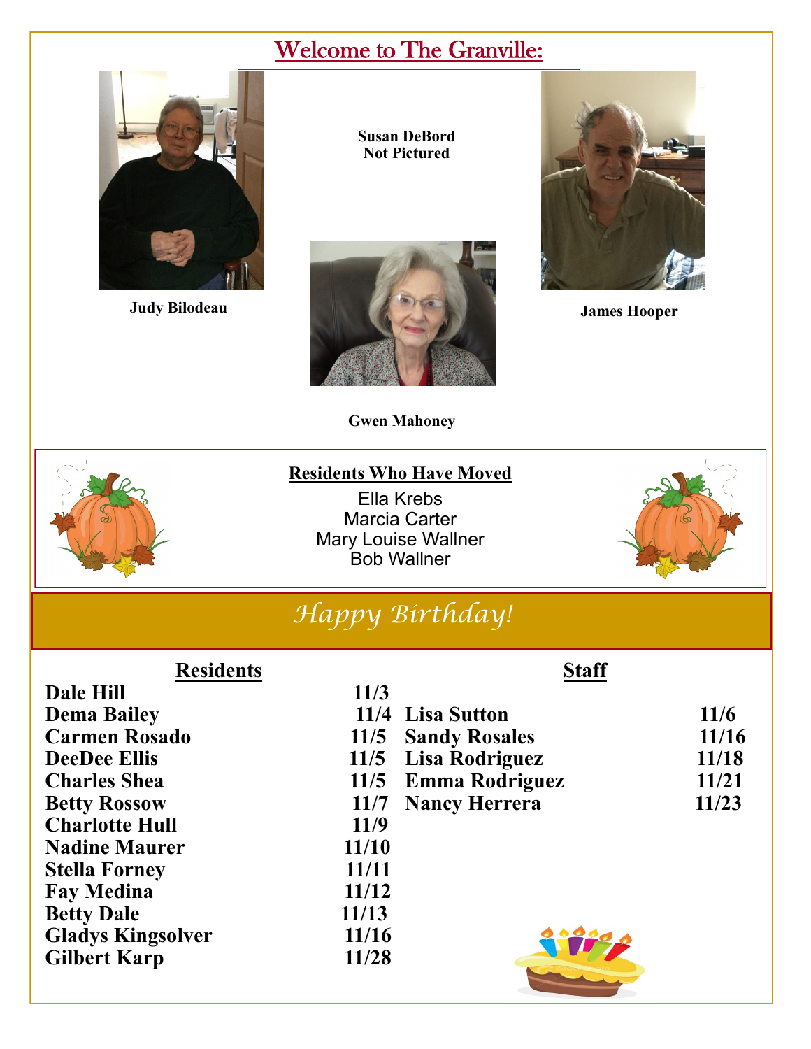# Welcome to The Granville:

**Judy Bilodeau**

**Susan DeBord**
**Not Pictured**

**James Hooper**

**Gwen Mahoney**

## Residents Who Have Moved

Ella Krebs
Marcia Carter
Mary Louise Wallner
Bob Wallner

## *Happy Birthday!*

### Residents

| Name | Date |
|---|---|
| **Dale Hill** | **11/3** |
| **Dema Bailey** | **11/4** |
| **Carmen Rosado** | **11/5** |
| **DeeDee Ellis** | **11/5** |
| **Charles Shea** | **11/5** |
| **Betty Rossow** | **11/7** |
| **Charlotte Hull** | **11/9** |
| **Nadine Maurer** | **11/10** |
| **Stella Forney** | **11/11** |
| **Fay Medina** | **11/12** |
| **Betty Dale** | **11/13** |
| **Gladys Kingsolver** | **11/16** |
| **Gilbert Karp** | **11/28** |

### Staff

| Name | Date |
|---|---|
| **Lisa Sutton** | **11/6** |
| **Sandy Rosales** | **11/16** |
| **Lisa Rodriguez** | **11/18** |
| **Emma Rodriguez** | **11/21** |
| **Nancy Herrera** | **11/23** |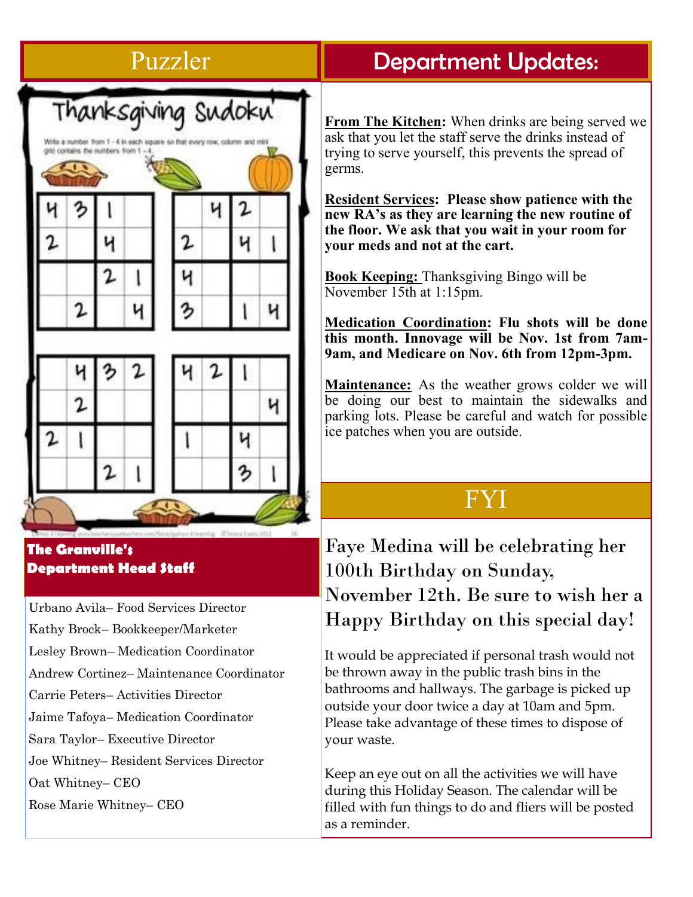## Puzzler

### Thanksgiving Sudoku

Write a number from 1 - 4 in each square so that every row, column and mini grid contains the numbers from 1 - 4.

**Puzzle 1**

| | | | |
|---|---|---|---|
| 4 | 3 | 1 | |
| 2 | | 4 | |
| | | 2 | 1 |
| | 2 | | 4 |

**Puzzle 2**

| | | | |
|---|---|---|---|
| | 4 | 2 | |
| 2 | | 4 | 1 |
| 4 | | | |
| 3 | | 1 | 4 |

**Puzzle 3**

| | | | |
|---|---|---|---|
| | 4 | 3 | 2 |
| | 2 | | |
| 2 | 1 | | |
| | | 2 | 1 |

**Puzzle 4**

| | | | |
|---|---|---|---|
| 4 | 2 | 1 | |
| | | | 4 |
| 1 | | 4 | |
| | | 3 | 1 |

### The Granville's Department Head Staff

Urbano Avila– Food Services Director

Kathy Brock– Bookkeeper/Marketer

Lesley Brown– Medication Coordinator

Andrew Cortinez– Maintenance Coordinator

Carrie Peters– Activities Director

Jaime Tafoya– Medication Coordinator

Sara Taylor– Executive Director

Joe Whitney– Resident Services Director

Oat Whitney– CEO

Rose Marie Whitney– CEO

## Department Updates:

**From The Kitchen:** When drinks are being served we ask that you let the staff serve the drinks instead of trying to serve yourself, this prevents the spread of germs.

**Resident Services: Please show patience with the new RA's as they are learning the new routine of the floor. We ask that you wait in your room for your meds and not at the cart.**

**Book Keeping:** Thanksgiving Bingo will be November 15th at 1:15pm.

**Medication Coordination: Flu shots will be done this month. Innovage will be Nov. 1st from 7am-9am, and Medicare on Nov. 6th from 12pm-3pm.**

**Maintenance:** As the weather grows colder we will be doing our best to maintain the sidewalks and parking lots. Please be careful and watch for possible ice patches when you are outside.

## FYI

Faye Medina will be celebrating her 100th Birthday on Sunday, November 12th. Be sure to wish her a Happy Birthday on this special day!

It would be appreciated if personal trash would not be thrown away in the public trash bins in the bathrooms and hallways. The garbage is picked up outside your door twice a day at 10am and 5pm. Please take advantage of these times to dispose of your waste.

Keep an eye out on all the activities we will have during this Holiday Season. The calendar will be filled with fun things to do and fliers will be posted as a reminder.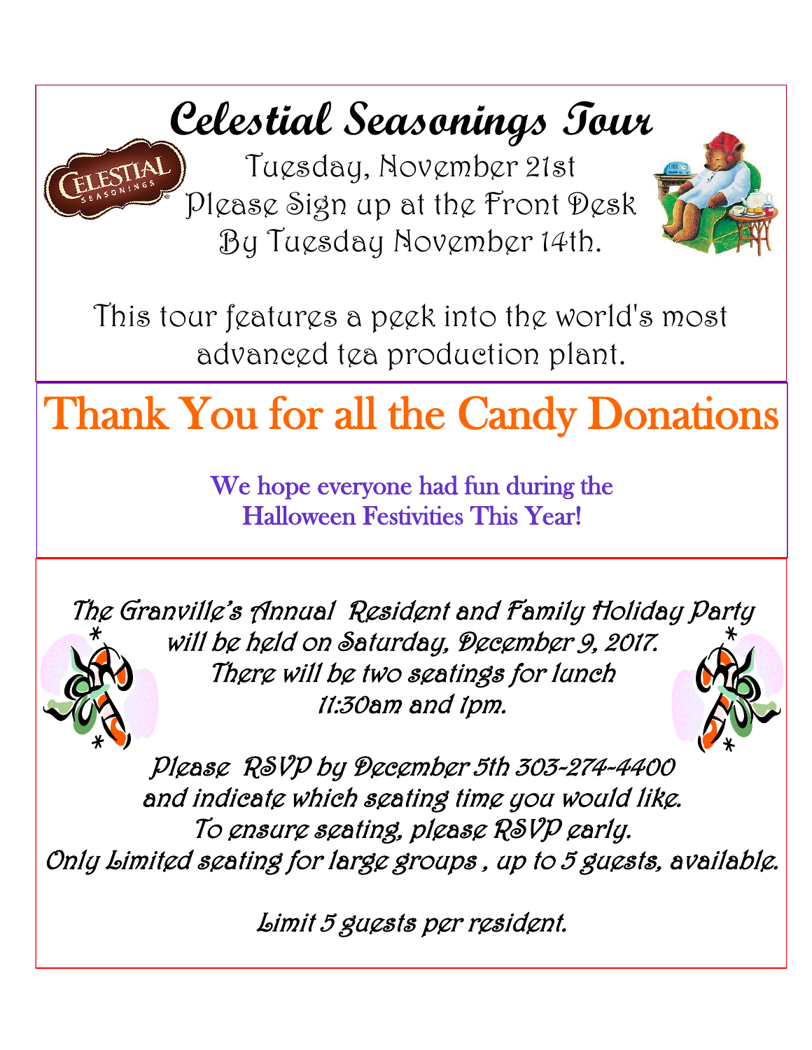# Celestial Seasonings Tour

Tuesday, November 21st
Please Sign up at the Front Desk
By Tuesday November 14th.

This tour features a peek into the world's most advanced tea production plant.

# Thank You for all the Candy Donations

**We hope everyone had fun during the Halloween Festivities This Year!**

*The Granville's Annual Resident and Family Holiday Party will be held on Saturday, December 9, 2017.*
*There will be two seatings for lunch 11:30am and 1pm.*

*Please RSVP by December 5th 303-274-4400 and indicate which seating time you would like.*
*To ensure seating, please RSVP early.*
*Only Limited seating for large groups , up to 5 guests, available.*

*Limit 5 guests per resident.*